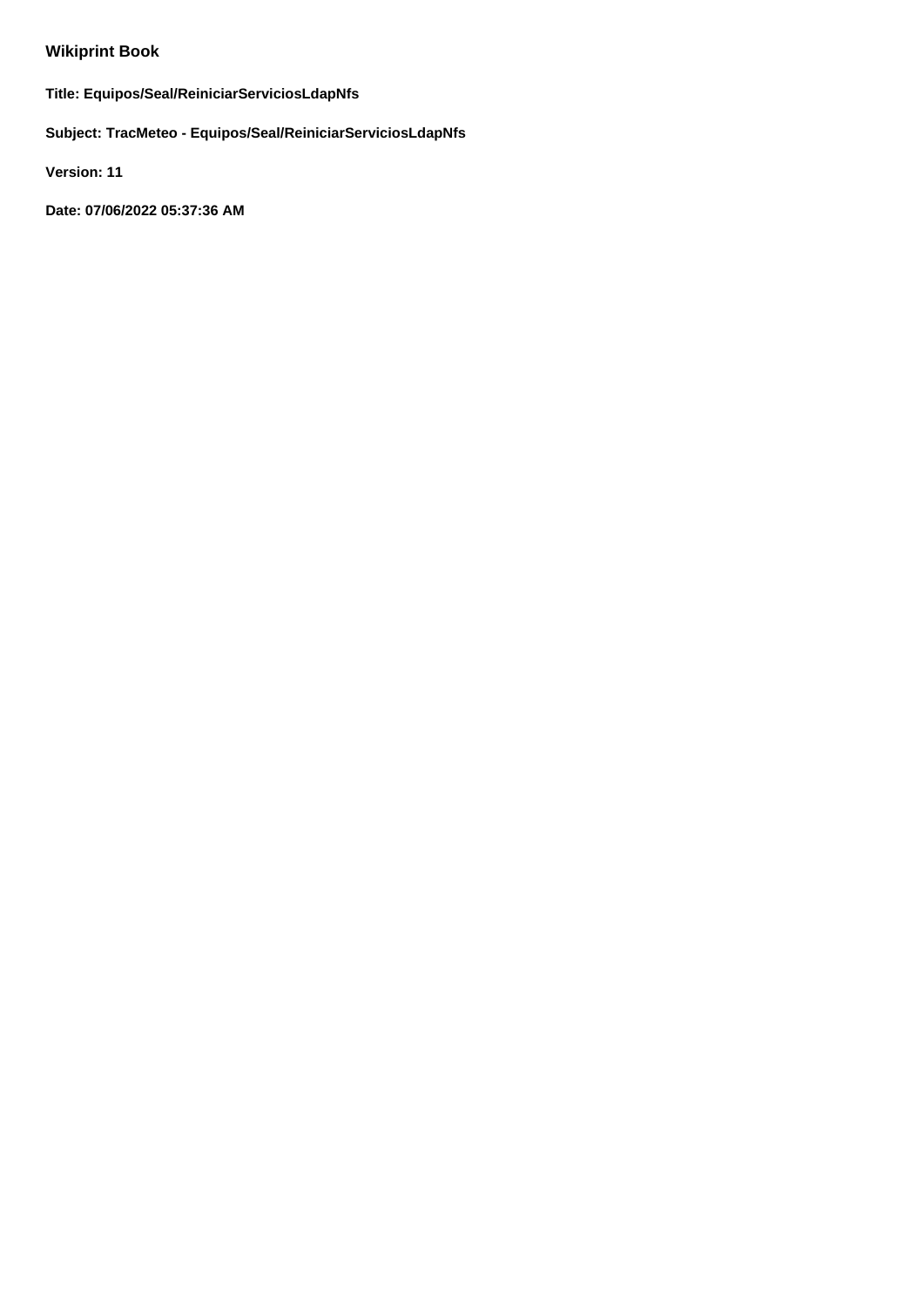## Wikiprint Book

**Title: Equipos/Seal/ReiniciarServiciosLdapNfs**

**Subject: TracMeteo - Equipos/Seal/ReiniciarServiciosLdapNfs**

**Version: 11**

**Date: 07/06/2022 05:37:36 AM**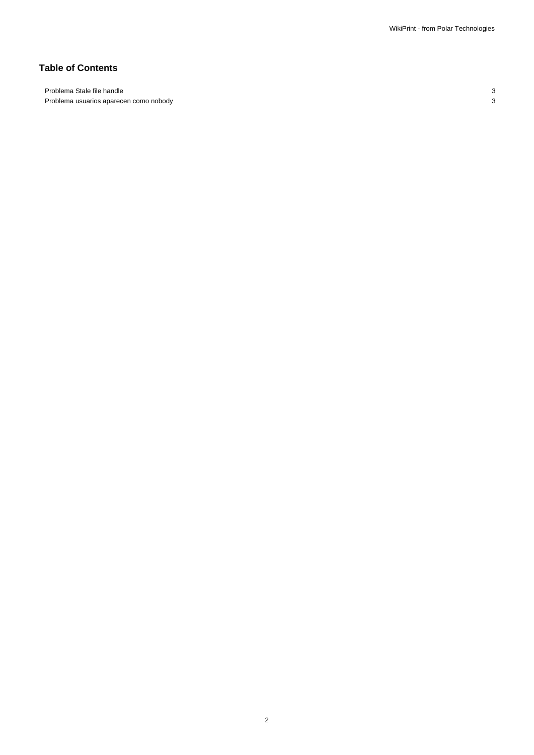# Table of Contents

| | |
|---|---|
| Problema Stale file handle | 3 |
| Problema usuarios aparecen como nobody | 3 |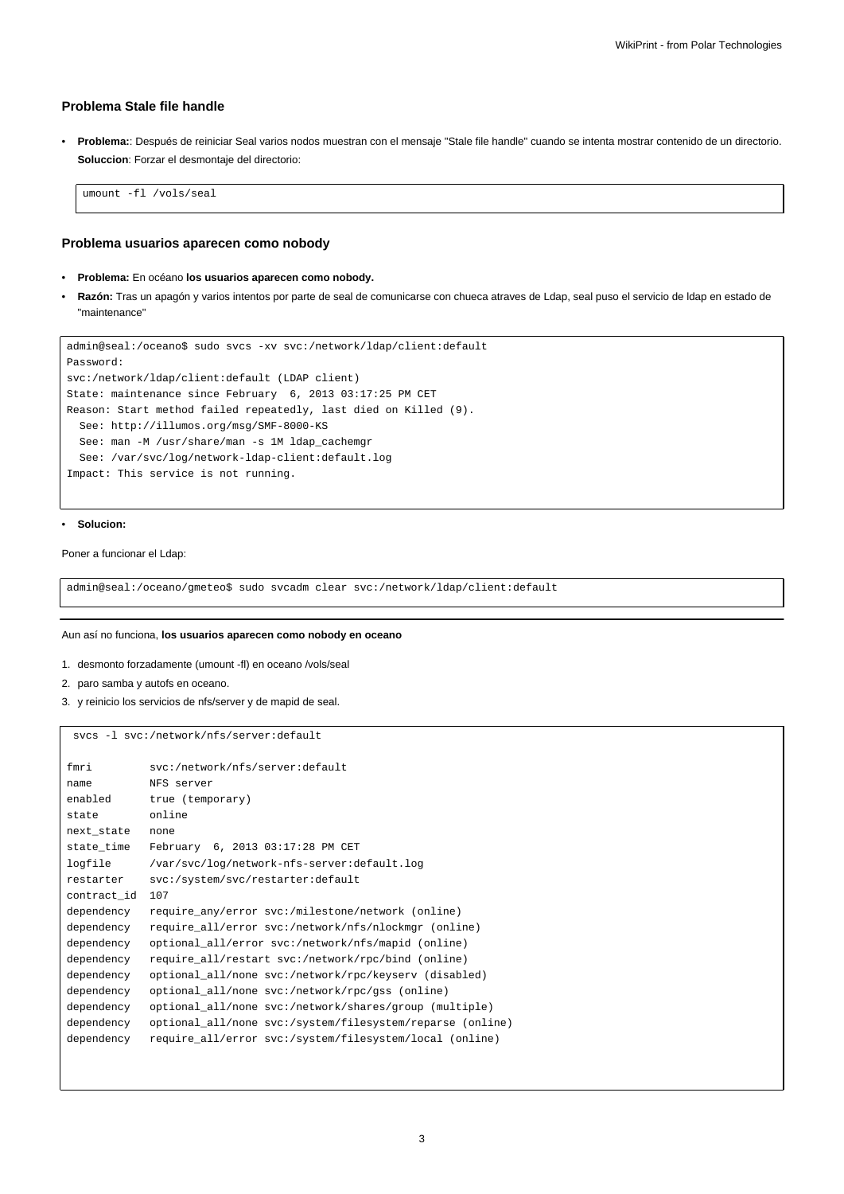### Problema Stale file handle

- **Problema:**: Después de reiniciar Seal varios nodos muestran con el mensaje "Stale file handle" cuando se intenta mostrar contenido de un directorio. **Soluccion**: Forzar el desmontaje del directorio:

```
umount -fl /vols/seal
```

### Problema usuarios aparecen como nobody

- **Problema:** En océano **los usuarios aparecen como nobody.**
- **Razón:** Tras un apagón y varios intentos por parte de seal de comunicarse con chueca atraves de Ldap, seal puso el servicio de ldap en estado de "maintenance"

```
admin@seal:/oceano$ sudo svcs -xv svc:/network/ldap/client:default
Password:
svc:/network/ldap/client:default (LDAP client)
State: maintenance since February  6, 2013 03:17:25 PM CET
Reason: Start method failed repeatedly, last died on Killed (9).
  See: http://illumos.org/msg/SMF-8000-KS
  See: man -M /usr/share/man -s 1M ldap_cachemgr
  See: /var/svc/log/network-ldap-client:default.log
Impact: This service is not running.
```

- **Solucion:**

Poner a funcionar el Ldap:

```
admin@seal:/oceano/gmeteo$ sudo svcadm clear svc:/network/ldap/client:default
```

---

Aun así no funciona, **los usuarios aparecen como nobody en oceano**

1. desmonto forzadamente (umount -fl) en oceano /vols/seal
2. paro samba y autofs en oceano.
3. y reinicio los servicios de nfs/server y de mapid de seal.

```
 svcs -l svc:/network/nfs/server:default

fmri         svc:/network/nfs/server:default
name         NFS server
enabled      true (temporary)
state        online
next_state   none
state_time   February  6, 2013 03:17:28 PM CET
logfile      /var/svc/log/network-nfs-server:default.log
restarter    svc:/system/svc/restarter:default
contract_id  107
dependency   require_any/error svc:/milestone/network (online)
dependency   require_all/error svc:/network/nfs/nlockmgr (online)
dependency   optional_all/error svc:/network/nfs/mapid (online)
dependency   require_all/restart svc:/network/rpc/bind (online)
dependency   optional_all/none svc:/network/rpc/keyserv (disabled)
dependency   optional_all/none svc:/network/rpc/gss (online)
dependency   optional_all/none svc:/network/shares/group (multiple)
dependency   optional_all/none svc:/system/filesystem/reparse (online)
dependency   require_all/error svc:/system/filesystem/local (online)
```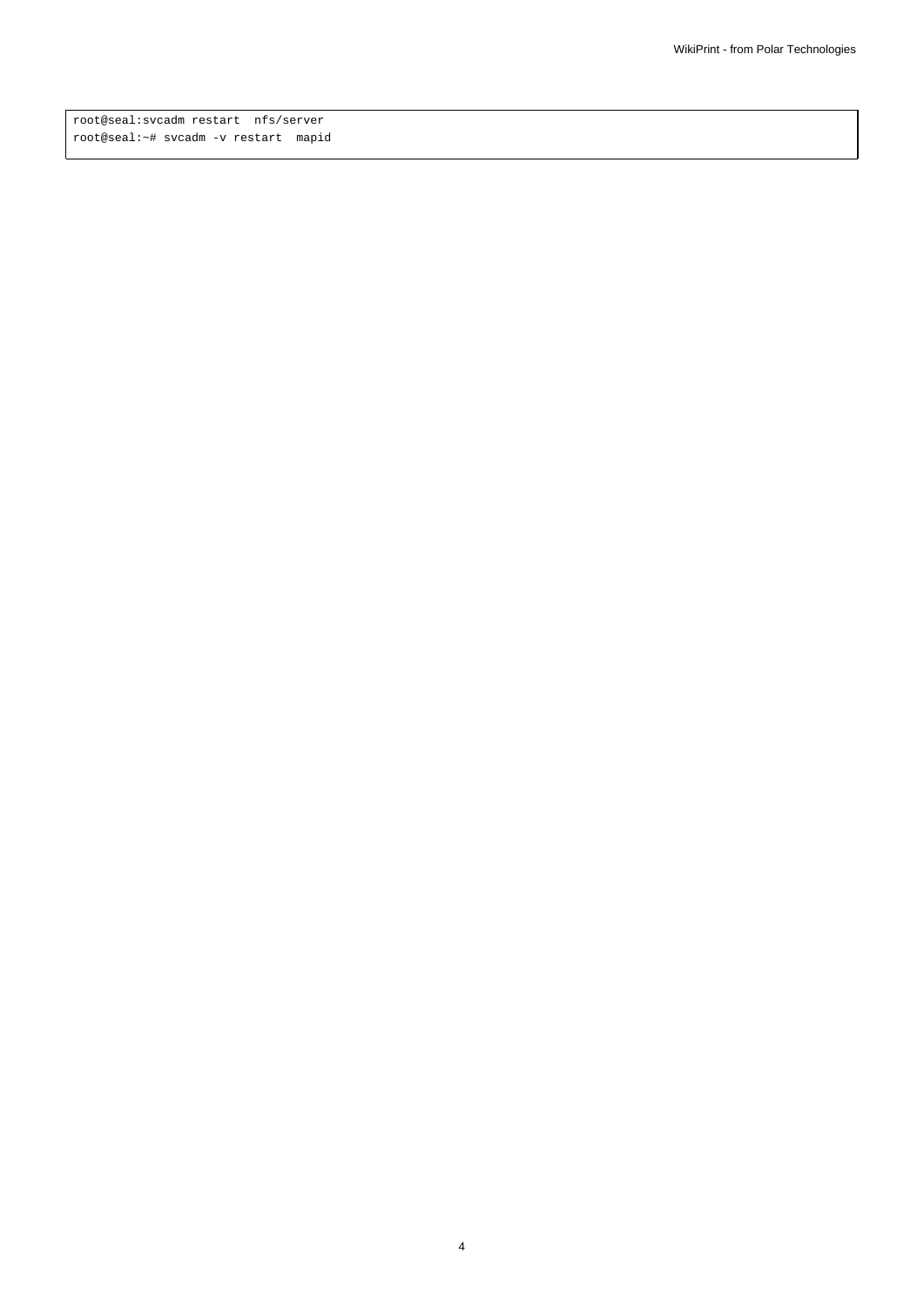```
root@seal:svcadm restart  nfs/server
root@seal:~# svcadm -v restart  mapid
```